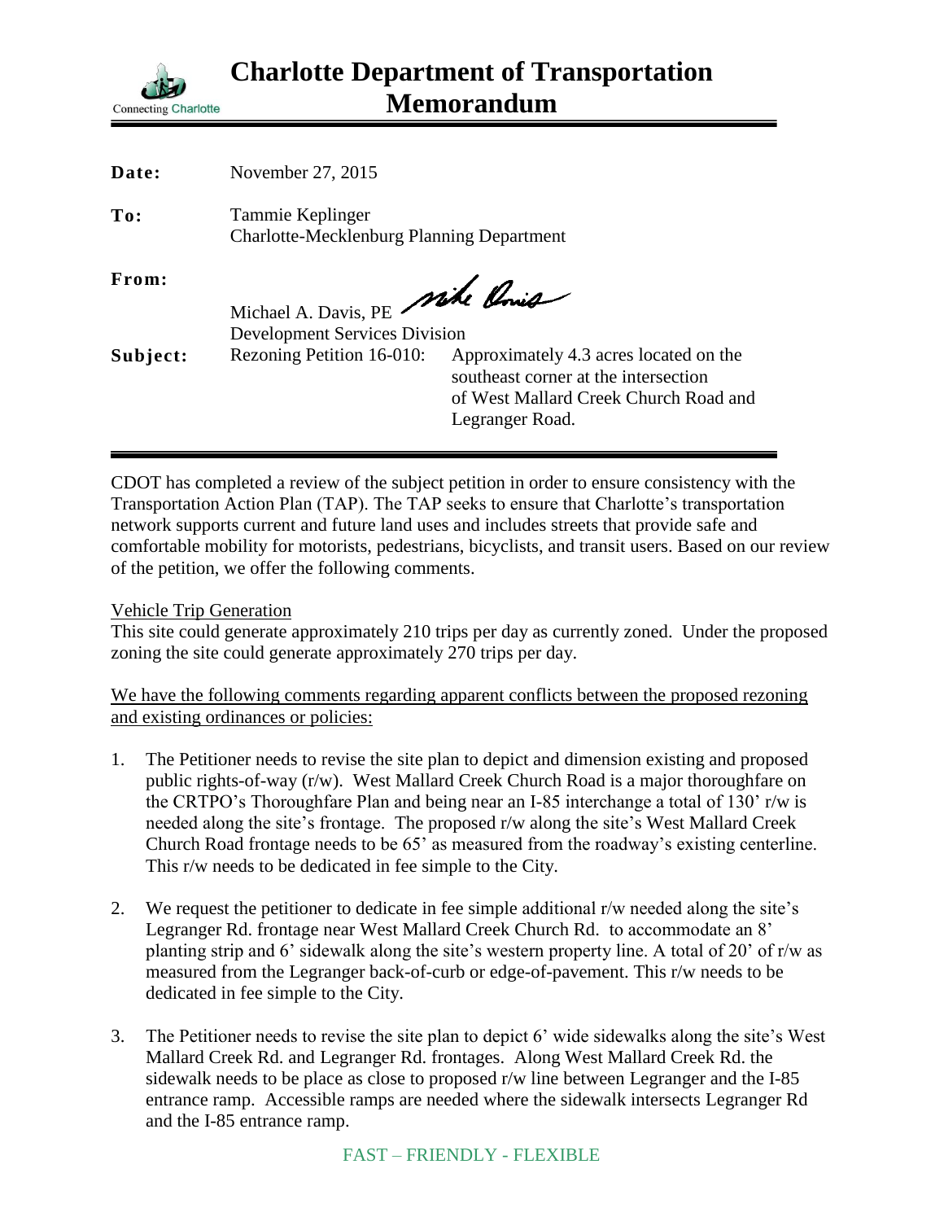# Charlotte Department of Transportation Memorandum

Connecting Charlotte

**Date:** November 27, 2015

**To:** Tammie Keplinger
Charlotte-Mecklenburg Planning Department

**From:** Michael A. Davis, PE
Development Services Division

**Subject:** Rezoning Petition 16-010: Approximately 4.3 acres located on the southeast corner at the intersection of West Mallard Creek Church Road and Legranger Road.

---

CDOT has completed a review of the subject petition in order to ensure consistency with the Transportation Action Plan (TAP). The TAP seeks to ensure that Charlotte's transportation network supports current and future land uses and includes streets that provide safe and comfortable mobility for motorists, pedestrians, bicyclists, and transit users. Based on our review of the petition, we offer the following comments.

Vehicle Trip Generation

This site could generate approximately 210 trips per day as currently zoned. Under the proposed zoning the site could generate approximately 270 trips per day.

We have the following comments regarding apparent conflicts between the proposed rezoning and existing ordinances or policies:

1. The Petitioner needs to revise the site plan to depict and dimension existing and proposed public rights-of-way (r/w). West Mallard Creek Church Road is a major thoroughfare on the CRTPO's Thoroughfare Plan and being near an I-85 interchange a total of 130' r/w is needed along the site's frontage. The proposed r/w along the site's West Mallard Creek Church Road frontage needs to be 65' as measured from the roadway's existing centerline. This r/w needs to be dedicated in fee simple to the City.

2. We request the petitioner to dedicate in fee simple additional r/w needed along the site's Legranger Rd. frontage near West Mallard Creek Church Rd. to accommodate an 8' planting strip and 6' sidewalk along the site's western property line. A total of 20' of r/w as measured from the Legranger back-of-curb or edge-of-pavement. This r/w needs to be dedicated in fee simple to the City.

3. The Petitioner needs to revise the site plan to depict 6' wide sidewalks along the site's West Mallard Creek Rd. and Legranger Rd. frontages. Along West Mallard Creek Rd. the sidewalk needs to be place as close to proposed r/w line between Legranger and the I-85 entrance ramp. Accessible ramps are needed where the sidewalk intersects Legranger Rd and the I-85 entrance ramp.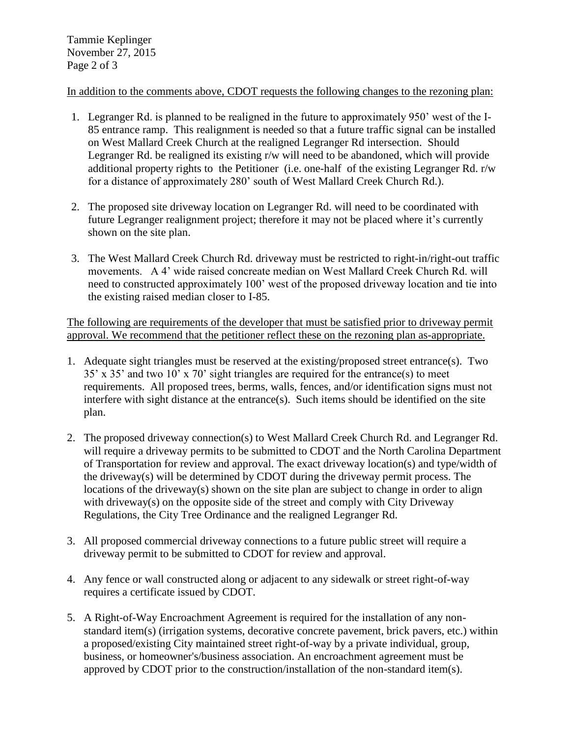In addition to the comments above, CDOT requests the following changes to the rezoning plan:

1. Legranger Rd. is planned to be realigned in the future to approximately 950' west of the I-85 entrance ramp. This realignment is needed so that a future traffic signal can be installed on West Mallard Creek Church at the realigned Legranger Rd intersection. Should Legranger Rd. be realigned its existing r/w will need to be abandoned, which will provide additional property rights to the Petitioner (i.e. one-half of the existing Legranger Rd. r/w for a distance of approximately 280' south of West Mallard Creek Church Rd.).

2. The proposed site driveway location on Legranger Rd. will need to be coordinated with future Legranger realignment project; therefore it may not be placed where it's currently shown on the site plan.

3. The West Mallard Creek Church Rd. driveway must be restricted to right-in/right-out traffic movements. A 4' wide raised concreate median on West Mallard Creek Church Rd. will need to constructed approximately 100' west of the proposed driveway location and tie into the existing raised median closer to I-85.

The following are requirements of the developer that must be satisfied prior to driveway permit approval. We recommend that the petitioner reflect these on the rezoning plan as-appropriate.

1. Adequate sight triangles must be reserved at the existing/proposed street entrance(s). Two 35' x 35' and two 10' x 70' sight triangles are required for the entrance(s) to meet requirements. All proposed trees, berms, walls, fences, and/or identification signs must not interfere with sight distance at the entrance(s). Such items should be identified on the site plan.

2. The proposed driveway connection(s) to West Mallard Creek Church Rd. and Legranger Rd. will require a driveway permits to be submitted to CDOT and the North Carolina Department of Transportation for review and approval. The exact driveway location(s) and type/width of the driveway(s) will be determined by CDOT during the driveway permit process. The locations of the driveway(s) shown on the site plan are subject to change in order to align with driveway(s) on the opposite side of the street and comply with City Driveway Regulations, the City Tree Ordinance and the realigned Legranger Rd.

3. All proposed commercial driveway connections to a future public street will require a driveway permit to be submitted to CDOT for review and approval.

4. Any fence or wall constructed along or adjacent to any sidewalk or street right-of-way requires a certificate issued by CDOT.

5. A Right-of-Way Encroachment Agreement is required for the installation of any non-standard item(s) (irrigation systems, decorative concrete pavement, brick pavers, etc.) within a proposed/existing City maintained street right-of-way by a private individual, group, business, or homeowner's/business association. An encroachment agreement must be approved by CDOT prior to the construction/installation of the non-standard item(s).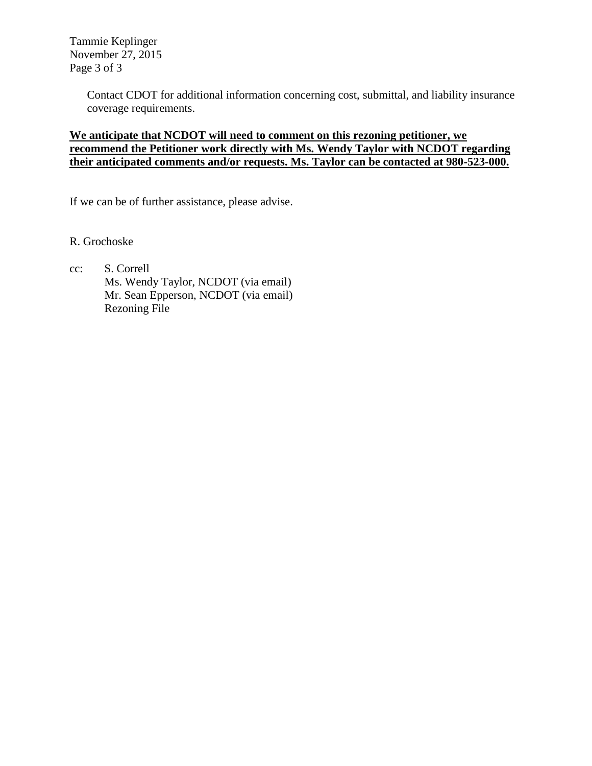Contact CDOT for additional information concerning cost, submittal, and liability insurance coverage requirements.

**We anticipate that NCDOT will need to comment on this rezoning petitioner, we recommend the Petitioner work directly with Ms. Wendy Taylor with NCDOT regarding their anticipated comments and/or requests. Ms. Taylor can be contacted at 980-523-000.**

If we can be of further assistance, please advise.

R. Grochoske

cc: S. Correll
Ms. Wendy Taylor, NCDOT (via email)
Mr. Sean Epperson, NCDOT (via email)
Rezoning File